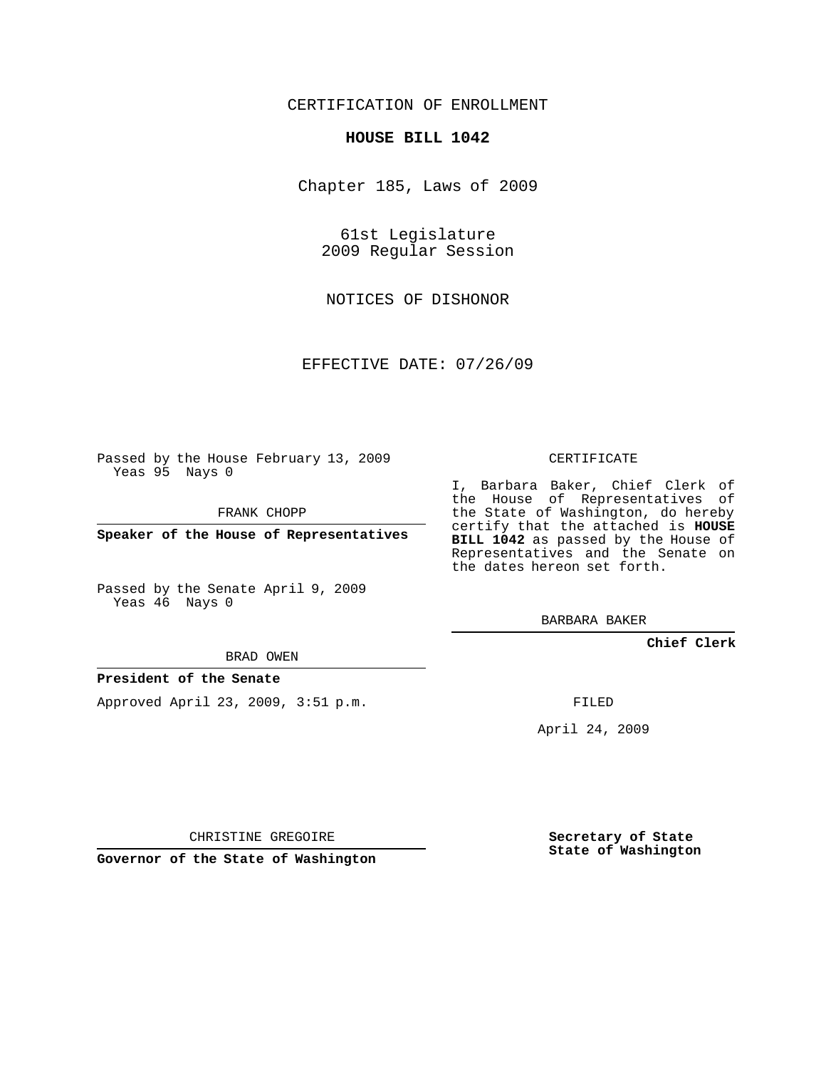CERTIFICATION OF ENROLLMENT

**HOUSE BILL 1042**

Chapter 185, Laws of 2009

61st Legislature
2009 Regular Session

NOTICES OF DISHONOR

EFFECTIVE DATE: 07/26/09

Passed by the House February 13, 2009
Yeas 95 Nays 0

FRANK CHOPP

**Speaker of the House of Representatives**

Passed by the Senate April 9, 2009
Yeas 46 Nays 0

BRAD OWEN

**President of the Senate**

Approved April 23, 2009, 3:51 p.m.

CHRISTINE GREGOIRE

**Governor of the State of Washington**

CERTIFICATE

I, Barbara Baker, Chief Clerk of the House of Representatives of the State of Washington, do hereby certify that the attached is **HOUSE BILL 1042** as passed by the House of Representatives and the Senate on the dates hereon set forth.

BARBARA BAKER

**Chief Clerk**

FILED

April 24, 2009

**Secretary of State**
**State of Washington**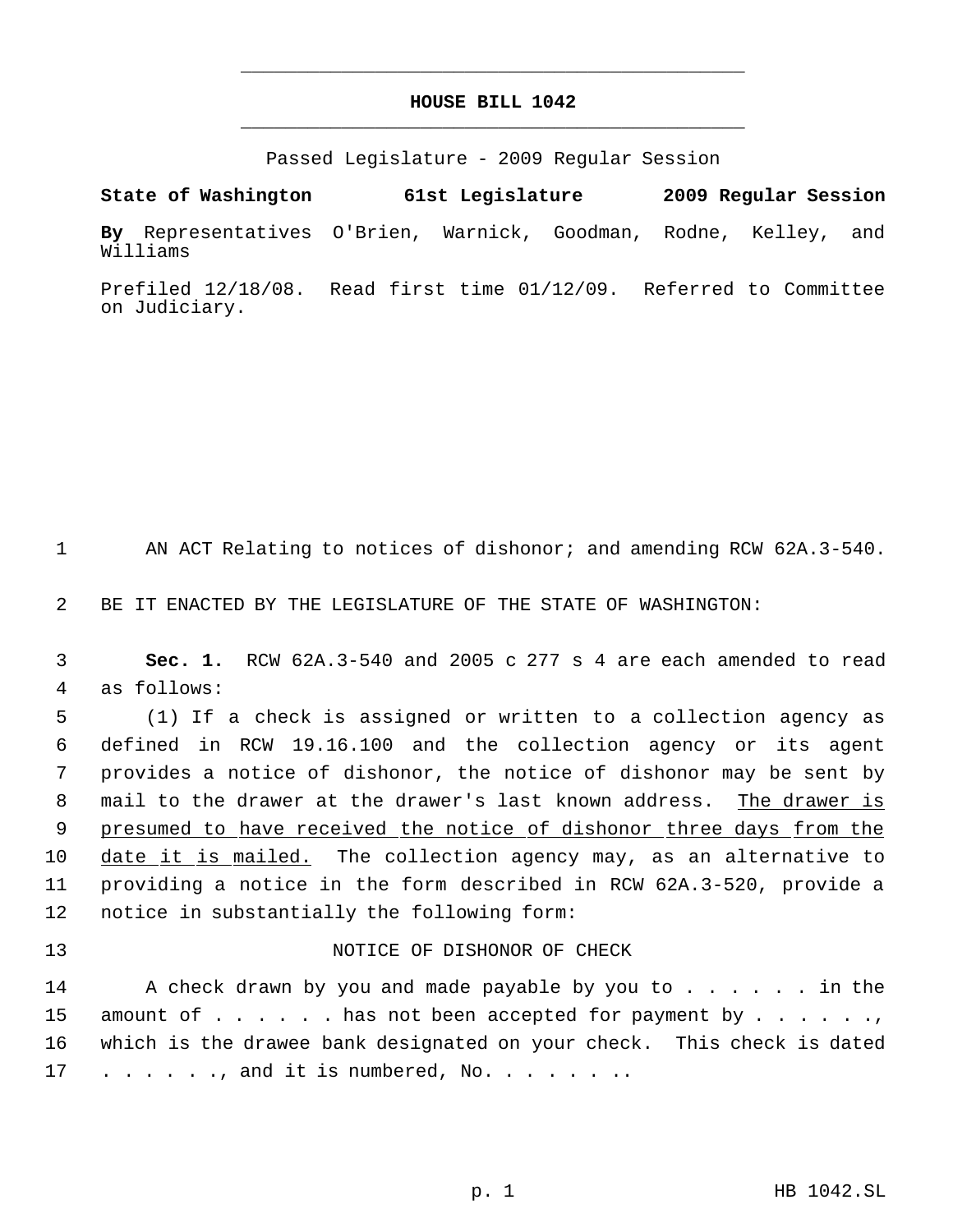# HOUSE BILL 1042

Passed Legislature - 2009 Regular Session

**State of Washington 61st Legislature 2009 Regular Session**

**By** Representatives O'Brien, Warnick, Goodman, Rodne, Kelley, and Williams

Prefiled 12/18/08. Read first time 01/12/09. Referred to Committee on Judiciary.

1 AN ACT Relating to notices of dishonor; and amending RCW 62A.3-540.

2 BE IT ENACTED BY THE LEGISLATURE OF THE STATE OF WASHINGTON:

3 **Sec. 1.** RCW 62A.3-540 and 2005 c 277 s 4 are each amended to read
4 as follows:

5 (1) If a check is assigned or written to a collection agency as
6 defined in RCW 19.16.100 and the collection agency or its agent
7 provides a notice of dishonor, the notice of dishonor may be sent by
8 mail to the drawer at the drawer's last known address. <u>The drawer is</u>
9 <u>presumed to have received the notice of dishonor three days from the</u>
10 <u>date it is mailed.</u> The collection agency may, as an alternative to
11 providing a notice in the form described in RCW 62A.3-520, provide a
12 notice in substantially the following form:

13 NOTICE OF DISHONOR OF CHECK

14 A check drawn by you and made payable by you to . . . . . . in the
15 amount of . . . . . . has not been accepted for payment by . . . . . .,
16 which is the drawee bank designated on your check. This check is dated
17 . . . . . ., and it is numbered, No. . . . . . . .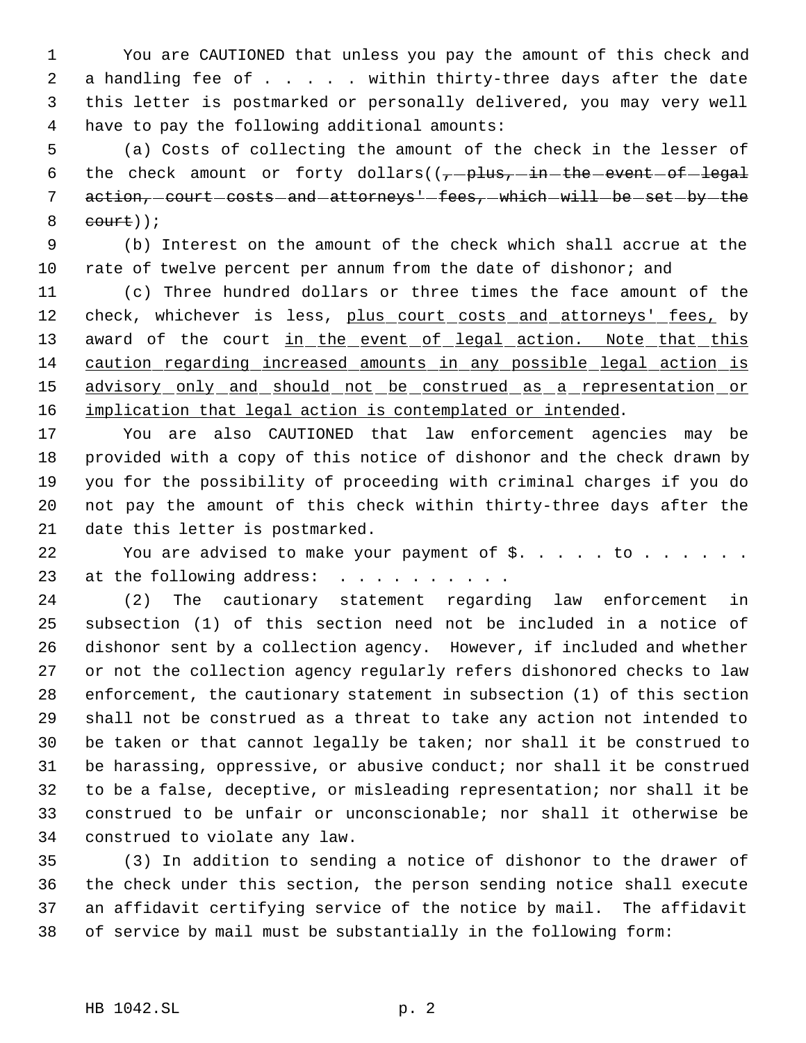You are CAUTIONED that unless you pay the amount of this check and a handling fee of . . . . . within thirty-three days after the date this letter is postmarked or personally delivered, you may very well have to pay the following additional amounts:

(a) Costs of collecting the amount of the check in the lesser of the check amount or forty dollars((~~, plus, in the event of legal action, court costs and attorneys' fees, which will be set by the court~~));

(b) Interest on the amount of the check which shall accrue at the rate of twelve percent per annum from the date of dishonor; and

(c) Three hundred dollars or three times the face amount of the check, whichever is less, <u>plus court costs and attorneys' fees,</u> by award of the court <u>in the event of legal action. Note that this caution regarding increased amounts in any possible legal action is advisory only and should not be construed as a representation or implication that legal action is contemplated or intended</u>.

You are also CAUTIONED that law enforcement agencies may be provided with a copy of this notice of dishonor and the check drawn by you for the possibility of proceeding with criminal charges if you do not pay the amount of this check within thirty-three days after the date this letter is postmarked.

You are advised to make your payment of $. . . . . to . . . . . . at the following address: . . . . . . . . . .

(2) The cautionary statement regarding law enforcement in subsection (1) of this section need not be included in a notice of dishonor sent by a collection agency. However, if included and whether or not the collection agency regularly refers dishonored checks to law enforcement, the cautionary statement in subsection (1) of this section shall not be construed as a threat to take any action not intended to be taken or that cannot legally be taken; nor shall it be construed to be harassing, oppressive, or abusive conduct; nor shall it be construed to be a false, deceptive, or misleading representation; nor shall it be construed to be unfair or unconscionable; nor shall it otherwise be construed to violate any law.

(3) In addition to sending a notice of dishonor to the drawer of the check under this section, the person sending notice shall execute an affidavit certifying service of the notice by mail. The affidavit of service by mail must be substantially in the following form: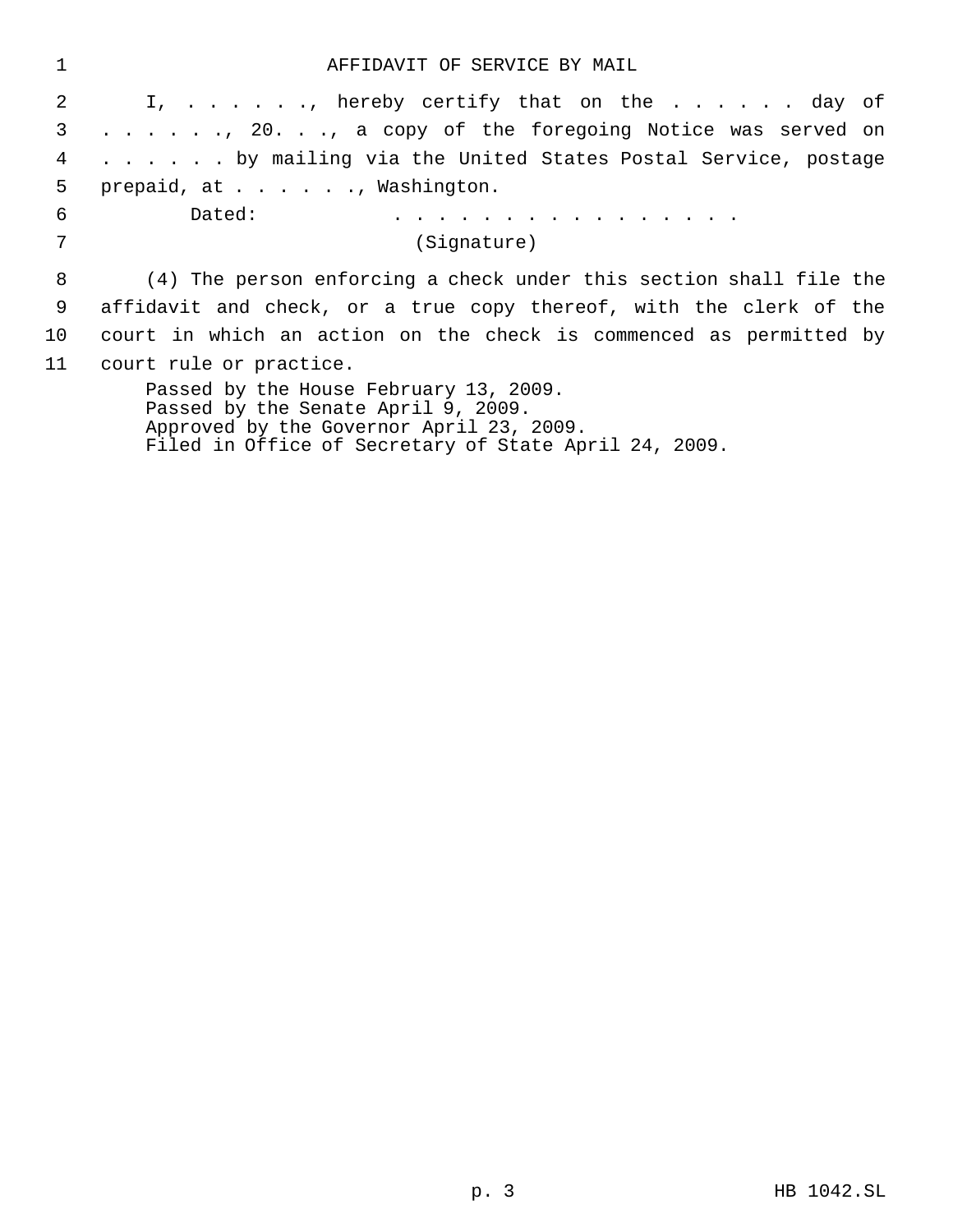AFFIDAVIT OF SERVICE BY MAIL

I, . . . . . . ., hereby certify that on the . . . . . . day of . . . . . . ., 20. . ., a copy of the foregoing Notice was served on . . . . . . by mailing via the United States Postal Service, postage prepaid, at . . . . . . ., Washington.

Dated: . . . . . . . . . . . . . . . .

(Signature)

(4) The person enforcing a check under this section shall file the affidavit and check, or a true copy thereof, with the clerk of the court in which an action on the check is commenced as permitted by court rule or practice.

Passed by the House February 13, 2009.
Passed by the Senate April 9, 2009.
Approved by the Governor April 23, 2009.
Filed in Office of Secretary of State April 24, 2009.